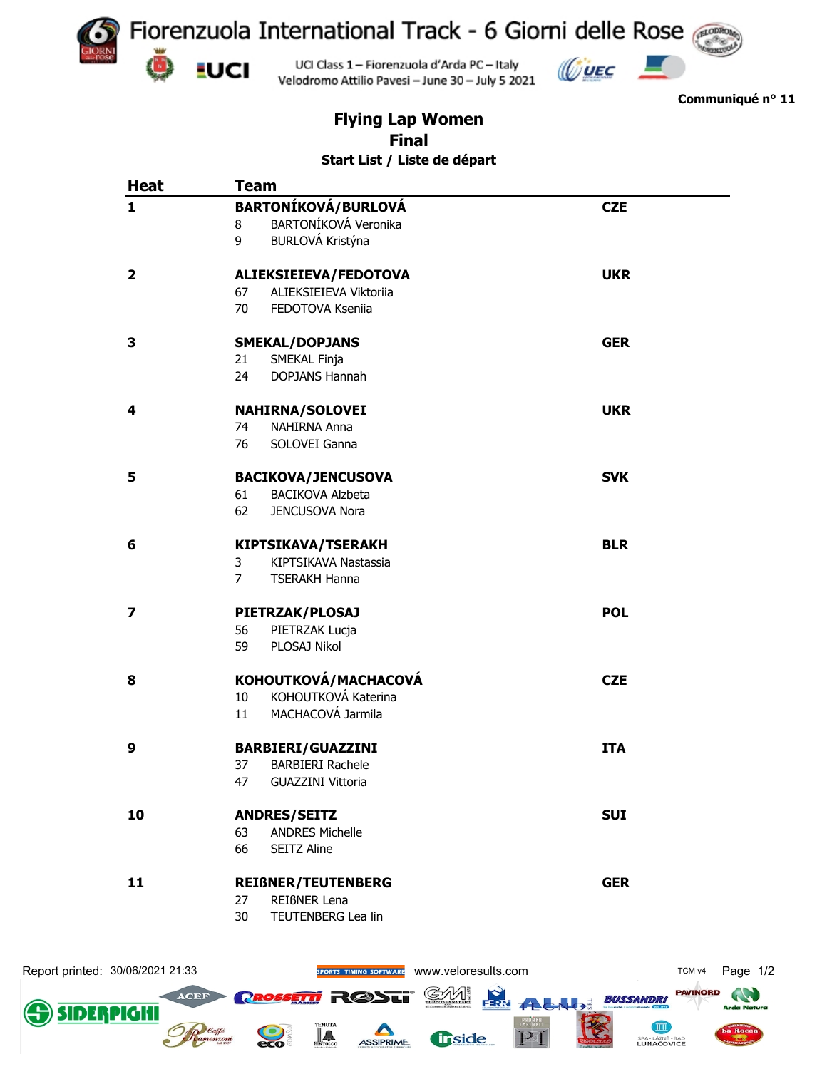# Fiorenzuola International Track - 6 Giorni delle Rose

UCI Class 1 – Fiorenzuola d'Arda PC – Italy
Velodromo Attilio Pavesi – June 30 – July 5 2021

**Communiqué n° 11**

## Flying Lap Women
## Final
### Start List / Liste de départ

| Heat | Team | | |
|---|---|---|---|
| **1** | **BARTONÍKOVÁ/BURLOVÁ** | | **CZE** |
| | 8 | BARTONÍKOVÁ Veronika | |
| | 9 | BURLOVÁ Kristýna | |
| **2** | **ALIEKSIEIEVA/FEDOTOVA** | | **UKR** |
| | 67 | ALIEKSIEIEVA Viktoriia | |
| | 70 | FEDOTOVA Kseniia | |
| **3** | **SMEKAL/DOPJANS** | | **GER** |
| | 21 | SMEKAL Finja | |
| | 24 | DOPJANS Hannah | |
| **4** | **NAHIRNA/SOLOVEI** | | **UKR** |
| | 74 | NAHIRNA Anna | |
| | 76 | SOLOVEI Ganna | |
| **5** | **BACIKOVA/JENCUSOVA** | | **SVK** |
| | 61 | BACIKOVA Alzbeta | |
| | 62 | JENCUSOVA Nora | |
| **6** | **KIPTSIKAVA/TSERAKH** | | **BLR** |
| | 3 | KIPTSIKAVA Nastassia | |
| | 7 | TSERAKH Hanna | |
| **7** | **PIETRZAK/PLOSAJ** | | **POL** |
| | 56 | PIETRZAK Lucja | |
| | 59 | PLOSAJ Nikol | |
| **8** | **KOHOUTKOVÁ/MACHACOVÁ** | | **CZE** |
| | 10 | KOHOUTKOVÁ Katerina | |
| | 11 | MACHACOVÁ Jarmila | |
| **9** | **BARBIERI/GUAZZINI** | | **ITA** |
| | 37 | BARBIERI Rachele | |
| | 47 | GUAZZINI Vittoria | |
| **10** | **ANDRES/SEITZ** | | **SUI** |
| | 63 | ANDRES Michelle | |
| | 66 | SEITZ Aline | |
| **11** | **REIßNER/TEUTENBERG** | | **GER** |
| | 27 | REIßNER Lena | |
| | 30 | TEUTENBERG Lea lin | |

Report printed: 30/06/2021 21:33

www.veloresults.com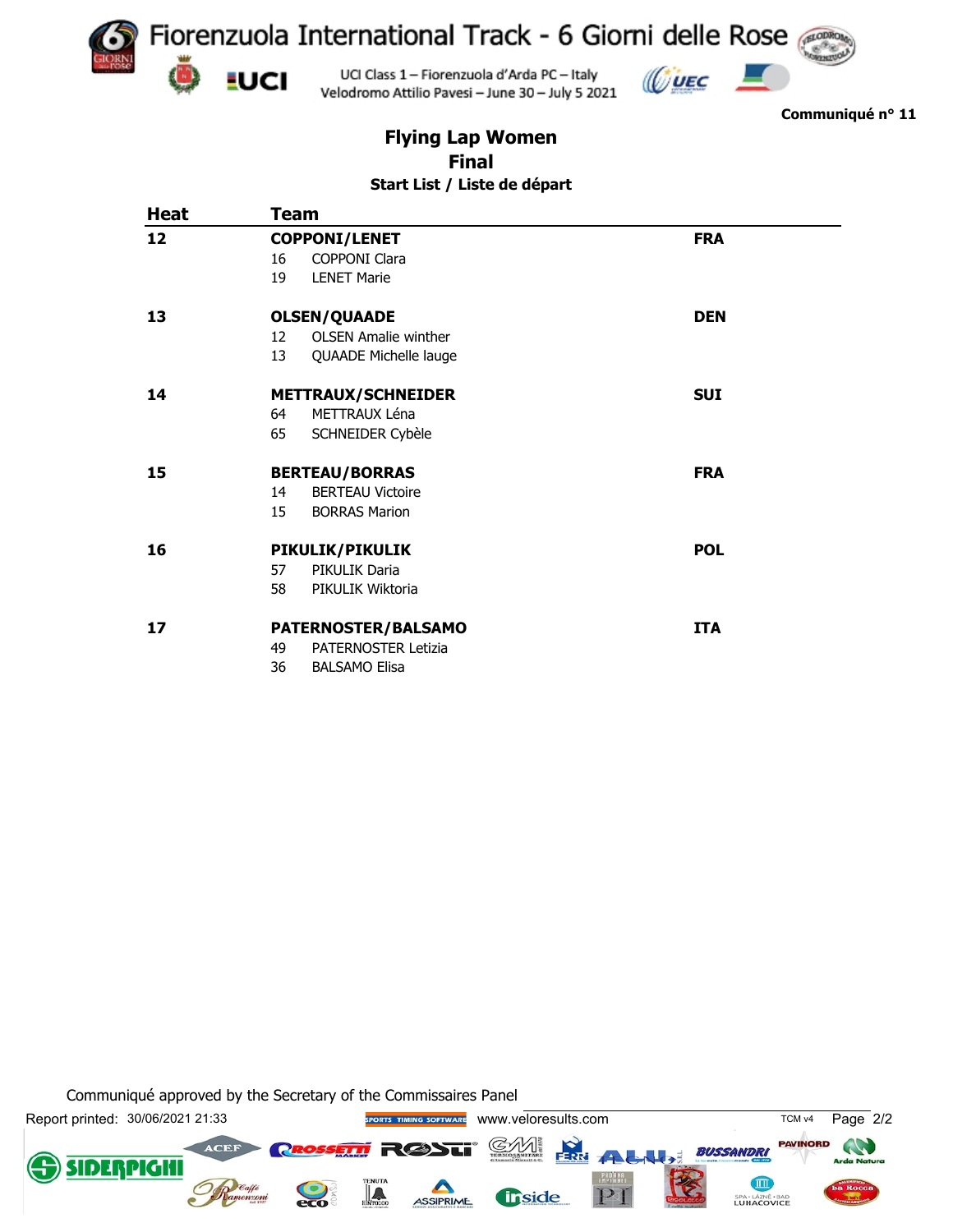Communiqué n° 11

## Flying Lap Women
## Final
### Start List / Liste de départ

| Heat | Team | | |
|---|---|---|---|
| 12 | **COPPONI/LENET** | | **FRA** |
| | 16 | COPPONI Clara | |
| | 19 | LENET Marie | |
| 13 | **OLSEN/QUAADE** | | **DEN** |
| | 12 | OLSEN Amalie winther | |
| | 13 | QUAADE Michelle lauge | |
| 14 | **METTRAUX/SCHNEIDER** | | **SUI** |
| | 64 | METTRAUX Léna | |
| | 65 | SCHNEIDER Cybèle | |
| 15 | **BERTEAU/BORRAS** | | **FRA** |
| | 14 | BERTEAU Victoire | |
| | 15 | BORRAS Marion | |
| 16 | **PIKULIK/PIKULIK** | | **POL** |
| | 57 | PIKULIK Daria | |
| | 58 | PIKULIK Wiktoria | |
| 17 | **PATERNOSTER/BALSAMO** | | **ITA** |
| | 49 | PATERNOSTER Letizia | |
| | 36 | BALSAMO Elisa | |

Communiqué approved by the Secretary of the Commissaires Panel

Report printed: 30/06/2021 21:33